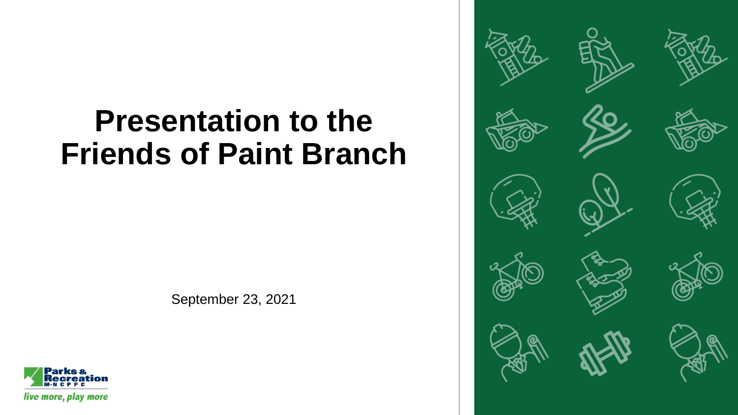# Presentation to the Friends of Paint Branch

September 23, 2021

Parks & Recreation
M-NCPPC

*live more, play more*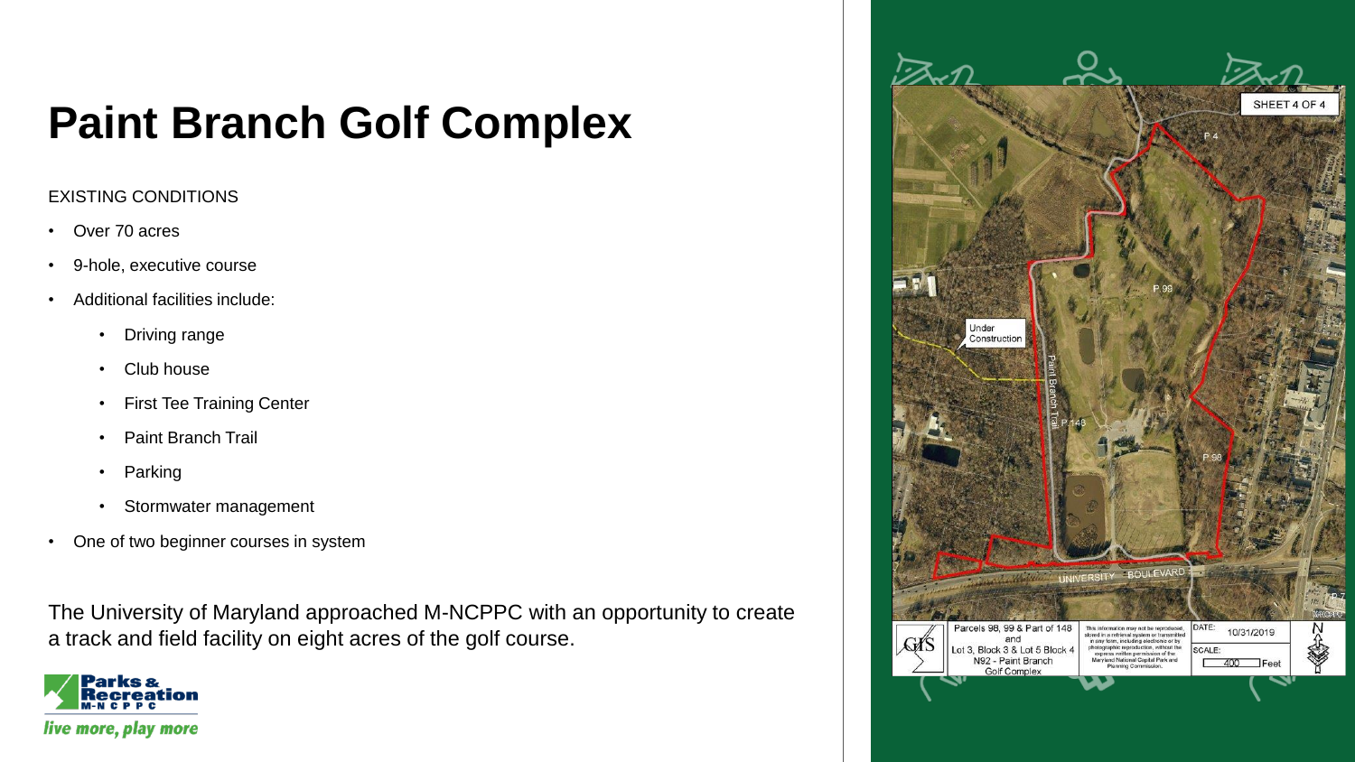# Paint Branch Golf Complex

EXISTING CONDITIONS

- Over 70 acres
- 9-hole, executive course
- Additional facilities include:
  - Driving range
  - Club house
  - First Tee Training Center
  - Paint Branch Trail
  - Parking
  - Stormwater management
- One of two beginner courses in system

The University of Maryland approached M-NCPPC with an opportunity to create a track and field facility on eight acres of the golf course.

SHEET 4 OF 4

Under Construction

P 4

P 99

P 148

P 98

Paint Branch Trail

UNIVERSITY BOULEVARD

| GIS | Parcels 98, 99 & Part of 148 and Lot 3, Block 3 & Lot 5 Block 4 N92 - Paint Branch Golf Complex | This information may not be reproduced, stored in a retrieval system or transmitted in any form, including electronic or by photographic reproduction, without the express written permission of the Maryland National Capital Park and Planning Commission. | DATE: 10/31/2019 SCALE: 400 Feet | N |
|---|---|---|---|---|

Parks & Recreation M-NCPPC

*live more, play more*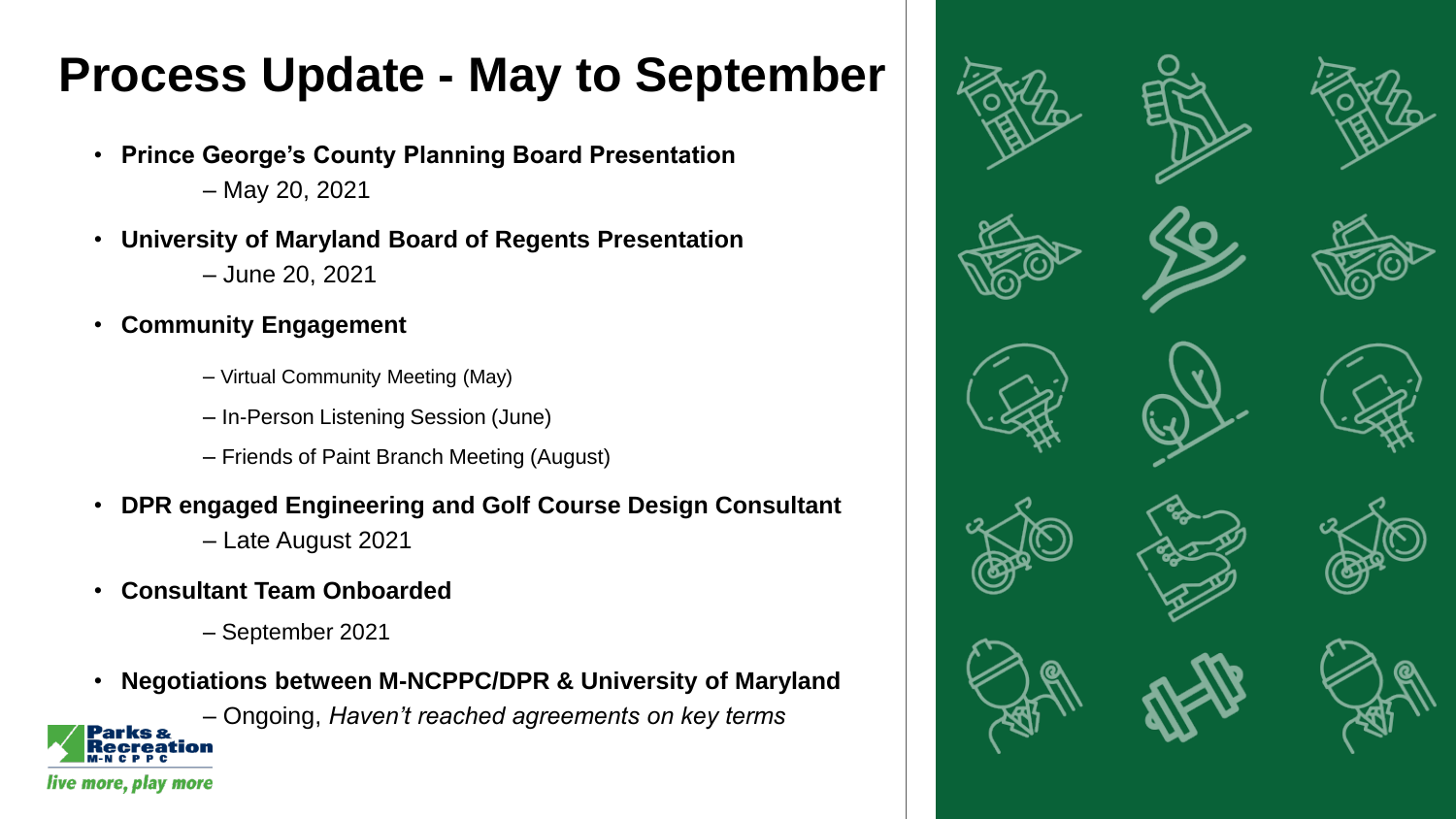# Process Update - May to September

- **Prince George's County Planning Board Presentation**
  – May 20, 2021
- **University of Maryland Board of Regents Presentation**
  – June 20, 2021
- **Community Engagement**
  – Virtual Community Meeting (May)
  – In-Person Listening Session (June)
  – Friends of Paint Branch Meeting (August)
- **DPR engaged Engineering and Golf Course Design Consultant**
  – Late August 2021
- **Consultant Team Onboarded**
  – September 2021
- **Negotiations between M-NCPPC/DPR & University of Maryland**
  – Ongoing, *Haven't reached agreements on key terms*

Parks & Recreation M-NCPPC

*live more, play more*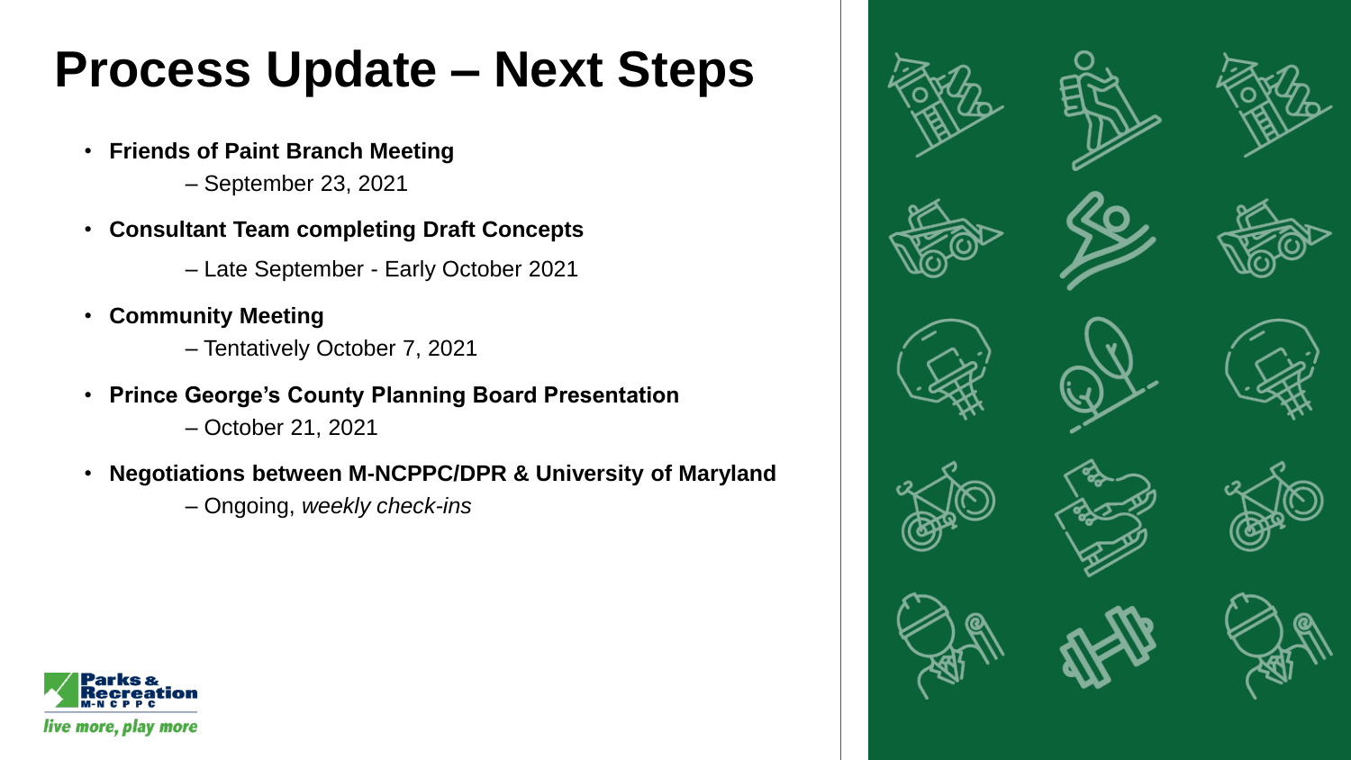# Process Update – Next Steps

- **Friends of Paint Branch Meeting**
  – September 23, 2021
- **Consultant Team completing Draft Concepts**
  – Late September - Early October 2021
- **Community Meeting**
  – Tentatively October 7, 2021
- **Prince George's County Planning Board Presentation**
  – October 21, 2021
- **Negotiations between M-NCPPC/DPR & University of Maryland**
  – Ongoing, *weekly check-ins*

Parks & Recreation M-NCPPC

*live more, play more*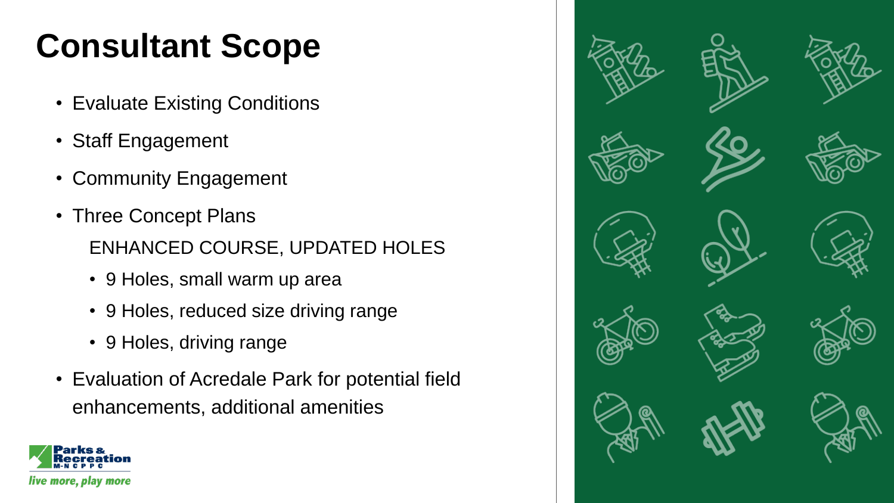# Consultant Scope

- Evaluate Existing Conditions
- Staff Engagement
- Community Engagement
- Three Concept Plans

  ENHANCED COURSE, UPDATED HOLES

  - 9 Holes, small warm up area
  - 9 Holes, reduced size driving range
  - 9 Holes, driving range
- Evaluation of Acredale Park for potential field enhancements, additional amenities

Parks & Recreation M-NCPPC

*live more, play more*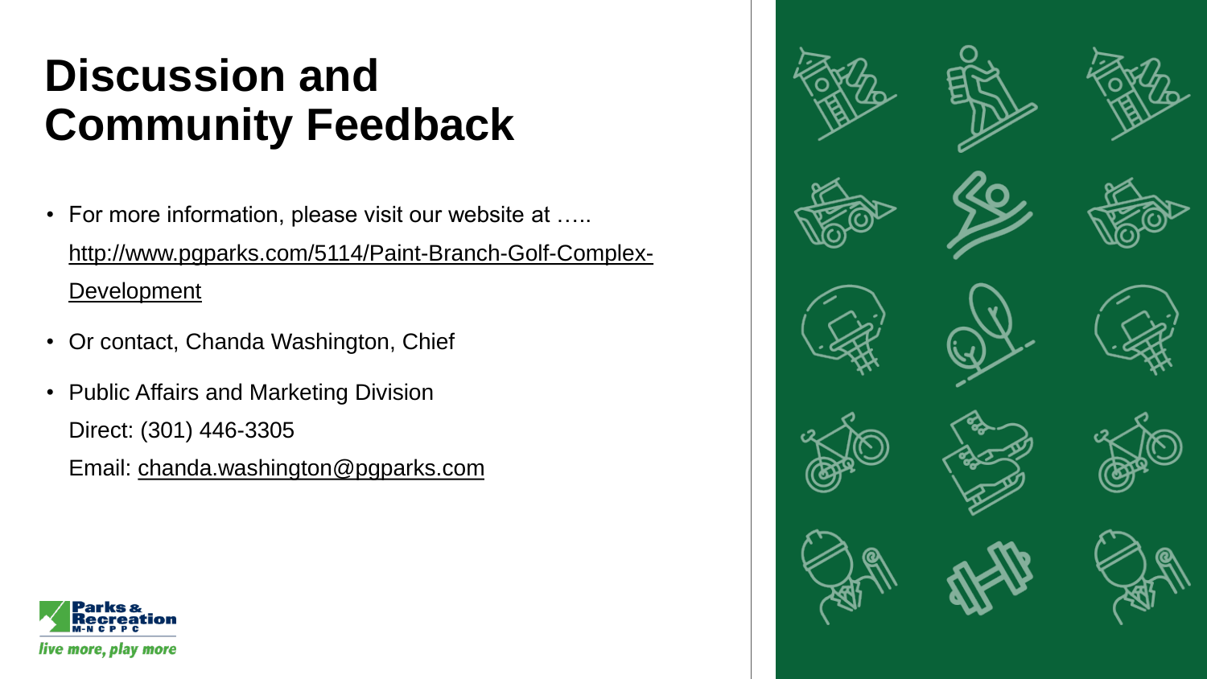# Discussion and Community Feedback

- For more information, please visit our website at ….. http://www.pgparks.com/5114/Paint-Branch-Golf-Complex-Development
- Or contact, Chanda Washington, Chief
- Public Affairs and Marketing Division
  Direct: (301) 446-3305
  Email: chanda.washington@pgparks.com

Parks & Recreation M-NCPPC

*live more, play more*